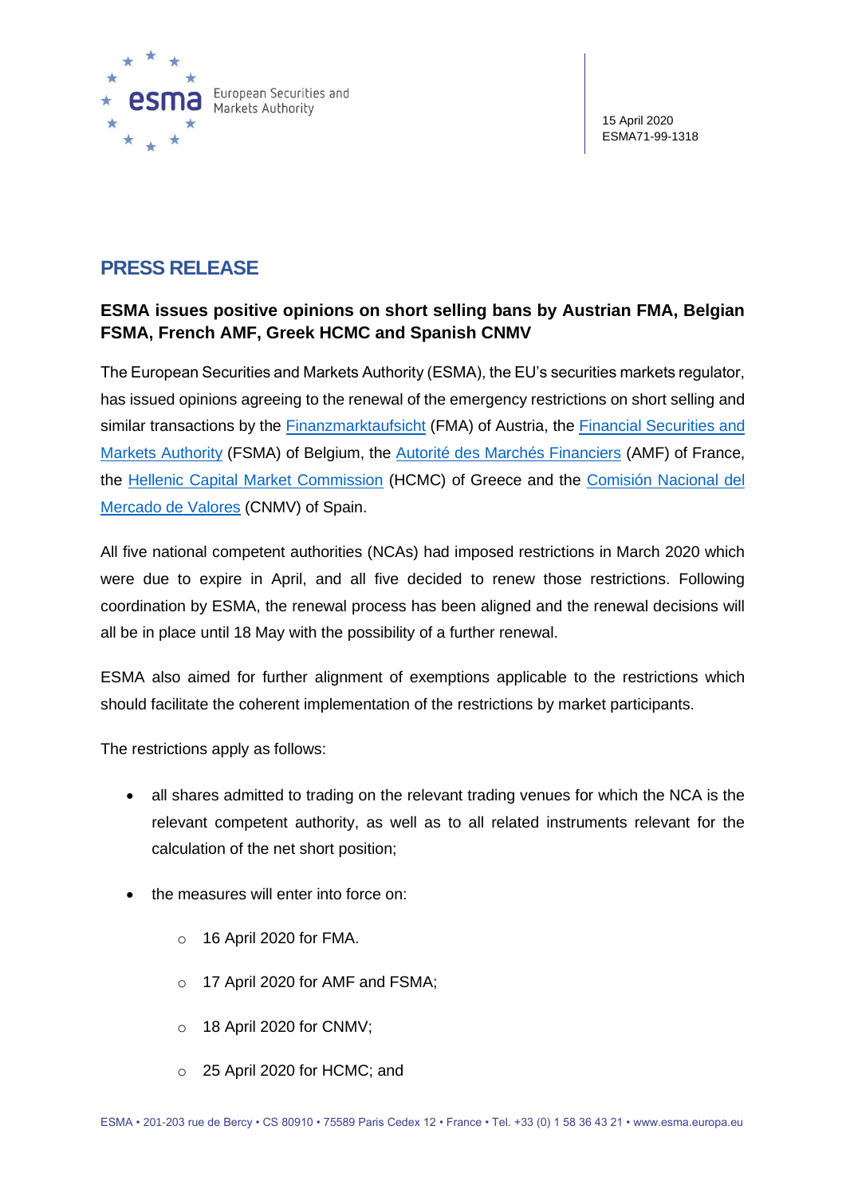15 April 2020
ESMA71-99-1318

# PRESS RELEASE

## ESMA issues positive opinions on short selling bans by Austrian FMA, Belgian FSMA, French AMF, Greek HCMC and Spanish CNMV

The European Securities and Markets Authority (ESMA), the EU's securities markets regulator, has issued opinions agreeing to the renewal of the emergency restrictions on short selling and similar transactions by the Finanzmarktaufsicht (FMA) of Austria, the Financial Securities and Markets Authority (FSMA) of Belgium, the Autorité des Marchés Financiers (AMF) of France, the Hellenic Capital Market Commission (HCMC) of Greece and the Comisión Nacional del Mercado de Valores (CNMV) of Spain.

All five national competent authorities (NCAs) had imposed restrictions in March 2020 which were due to expire in April, and all five decided to renew those restrictions. Following coordination by ESMA, the renewal process has been aligned and the renewal decisions will all be in place until 18 May with the possibility of a further renewal.

ESMA also aimed for further alignment of exemptions applicable to the restrictions which should facilitate the coherent implementation of the restrictions by market participants.

The restrictions apply as follows:

- all shares admitted to trading on the relevant trading venues for which the NCA is the relevant competent authority, as well as to all related instruments relevant for the calculation of the net short position;
- the measures will enter into force on:
  - 16 April 2020 for FMA.
  - 17 April 2020 for AMF and FSMA;
  - 18 April 2020 for CNMV;
  - 25 April 2020 for HCMC; and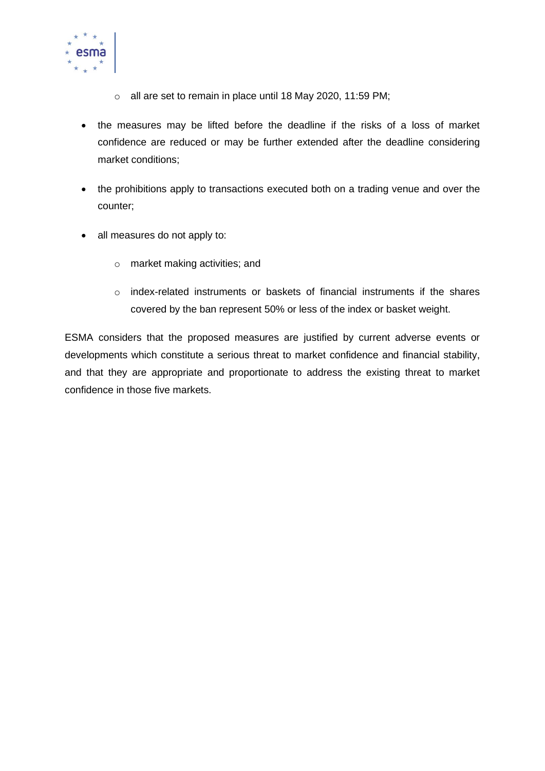- all are set to remain in place until 18 May 2020, 11:59 PM;

- the measures may be lifted before the deadline if the risks of a loss of market confidence are reduced or may be further extended after the deadline considering market conditions;

- the prohibitions apply to transactions executed both on a trading venue and over the counter;

- all measures do not apply to:

  - market making activities; and

  - index-related instruments or baskets of financial instruments if the shares covered by the ban represent 50% or less of the index or basket weight.

ESMA considers that the proposed measures are justified by current adverse events or developments which constitute a serious threat to market confidence and financial stability, and that they are appropriate and proportionate to address the existing threat to market confidence in those five markets.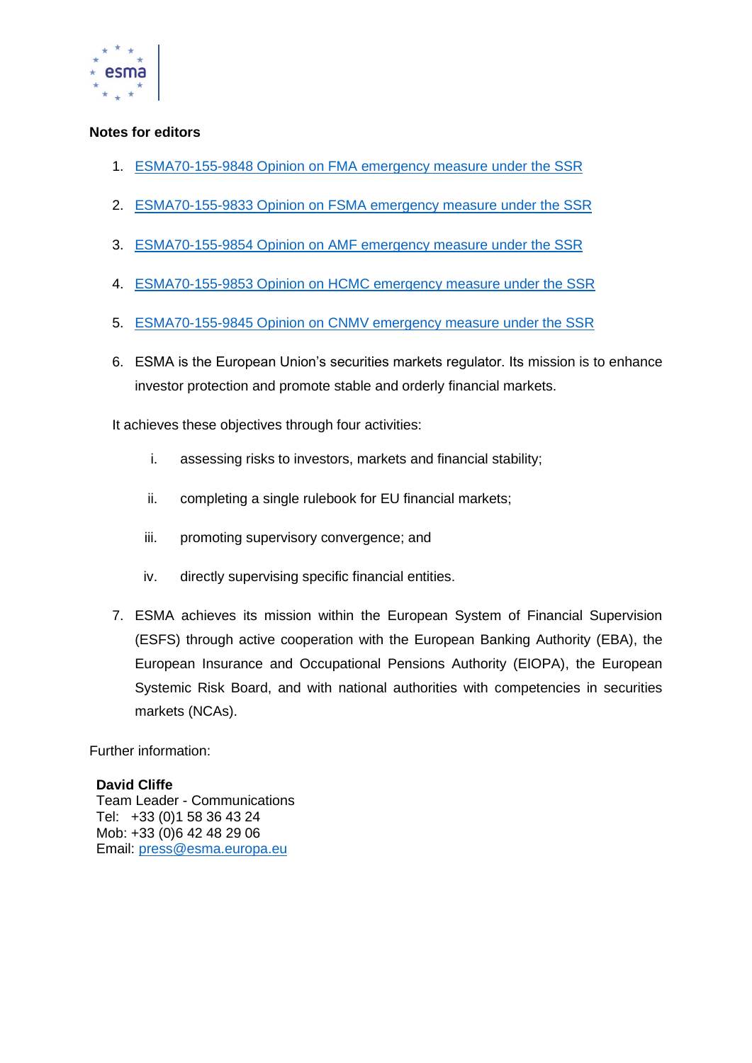**Notes for editors**

1. ESMA70-155-9848 Opinion on FMA emergency measure under the SSR
2. ESMA70-155-9833 Opinion on FSMA emergency measure under the SSR
3. ESMA70-155-9854 Opinion on AMF emergency measure under the SSR
4. ESMA70-155-9853 Opinion on HCMC emergency measure under the SSR
5. ESMA70-155-9845 Opinion on CNMV emergency measure under the SSR
6. ESMA is the European Union's securities markets regulator. Its mission is to enhance investor protection and promote stable and orderly financial markets.

   It achieves these objectives through four activities:

   i. assessing risks to investors, markets and financial stability;

   ii. completing a single rulebook for EU financial markets;

   iii. promoting supervisory convergence; and

   iv. directly supervising specific financial entities.

7. ESMA achieves its mission within the European System of Financial Supervision (ESFS) through active cooperation with the European Banking Authority (EBA), the European Insurance and Occupational Pensions Authority (EIOPA), the European Systemic Risk Board, and with national authorities with competencies in securities markets (NCAs).

Further information:

**David Cliffe**
Team Leader - Communications
Tel: +33 (0)1 58 36 43 24
Mob: +33 (0)6 42 48 29 06
Email: press@esma.europa.eu